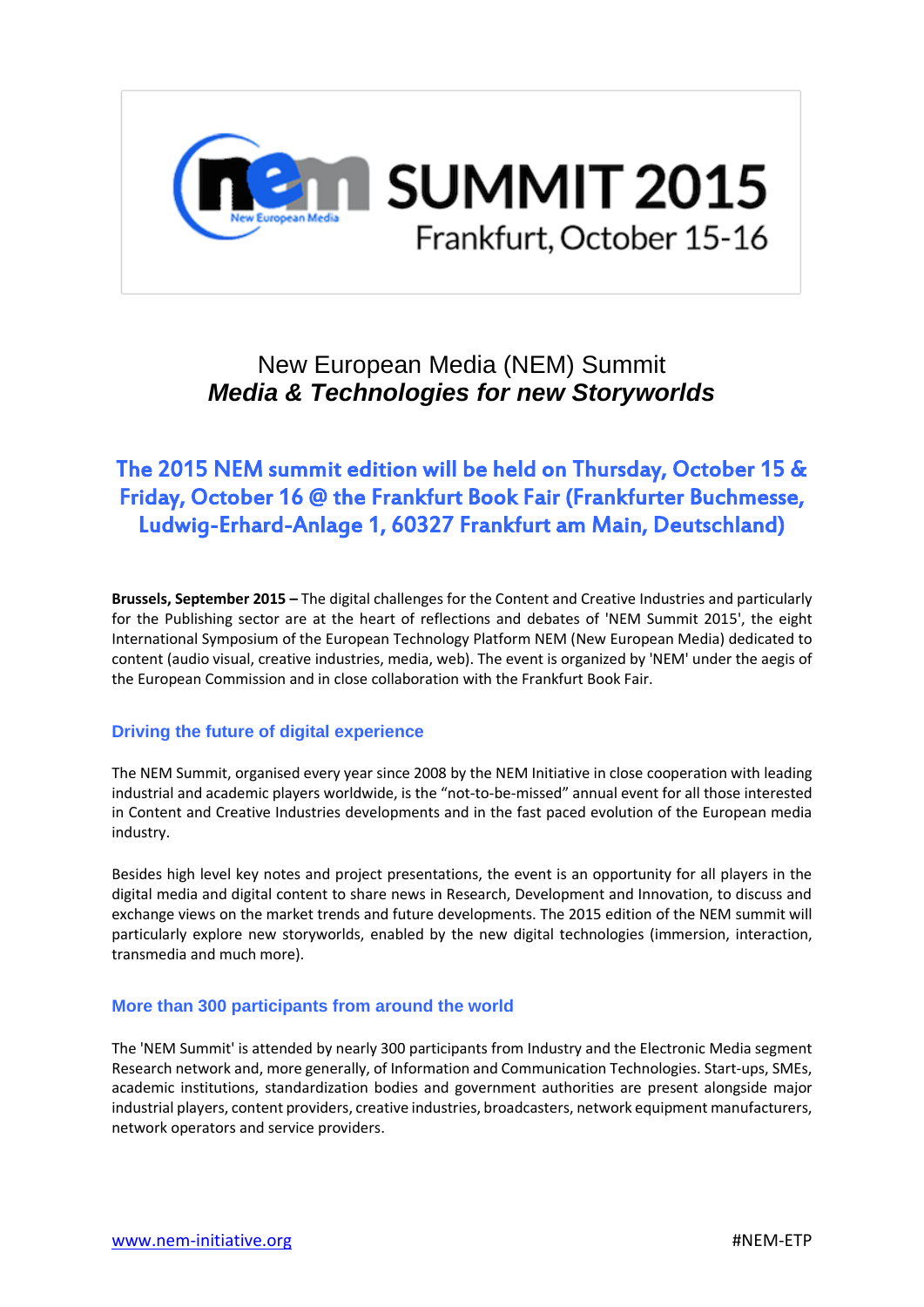# SUMMIT 2015

Frankfurt, October 15-16

## New European Media (NEM) Summit
## *Media & Technologies for new Storyworlds*

### The 2015 NEM summit edition will be held on Thursday, October 15 & Friday, October 16 @ the Frankfurt Book Fair (Frankfurter Buchmesse, Ludwig-Erhard-Anlage 1, 60327 Frankfurt am Main, Deutschland)

**Brussels, September 2015 –** The digital challenges for the Content and Creative Industries and particularly for the Publishing sector are at the heart of reflections and debates of 'NEM Summit 2015', the eight International Symposium of the European Technology Platform NEM (New European Media) dedicated to content (audio visual, creative industries, media, web). The event is organized by 'NEM' under the aegis of the European Commission and in close collaboration with the Frankfurt Book Fair.

### Driving the future of digital experience

The NEM Summit, organised every year since 2008 by the NEM Initiative in close cooperation with leading industrial and academic players worldwide, is the "not-to-be-missed" annual event for all those interested in Content and Creative Industries developments and in the fast paced evolution of the European media industry.

Besides high level key notes and project presentations, the event is an opportunity for all players in the digital media and digital content to share news in Research, Development and Innovation, to discuss and exchange views on the market trends and future developments. The 2015 edition of the NEM summit will particularly explore new storyworlds, enabled by the new digital technologies (immersion, interaction, transmedia and much more).

### More than 300 participants from around the world

The 'NEM Summit' is attended by nearly 300 participants from Industry and the Electronic Media segment Research network and, more generally, of Information and Communication Technologies. Start-ups, SMEs, academic institutions, standardization bodies and government authorities are present alongside major industrial players, content providers, creative industries, broadcasters, network equipment manufacturers, network operators and service providers.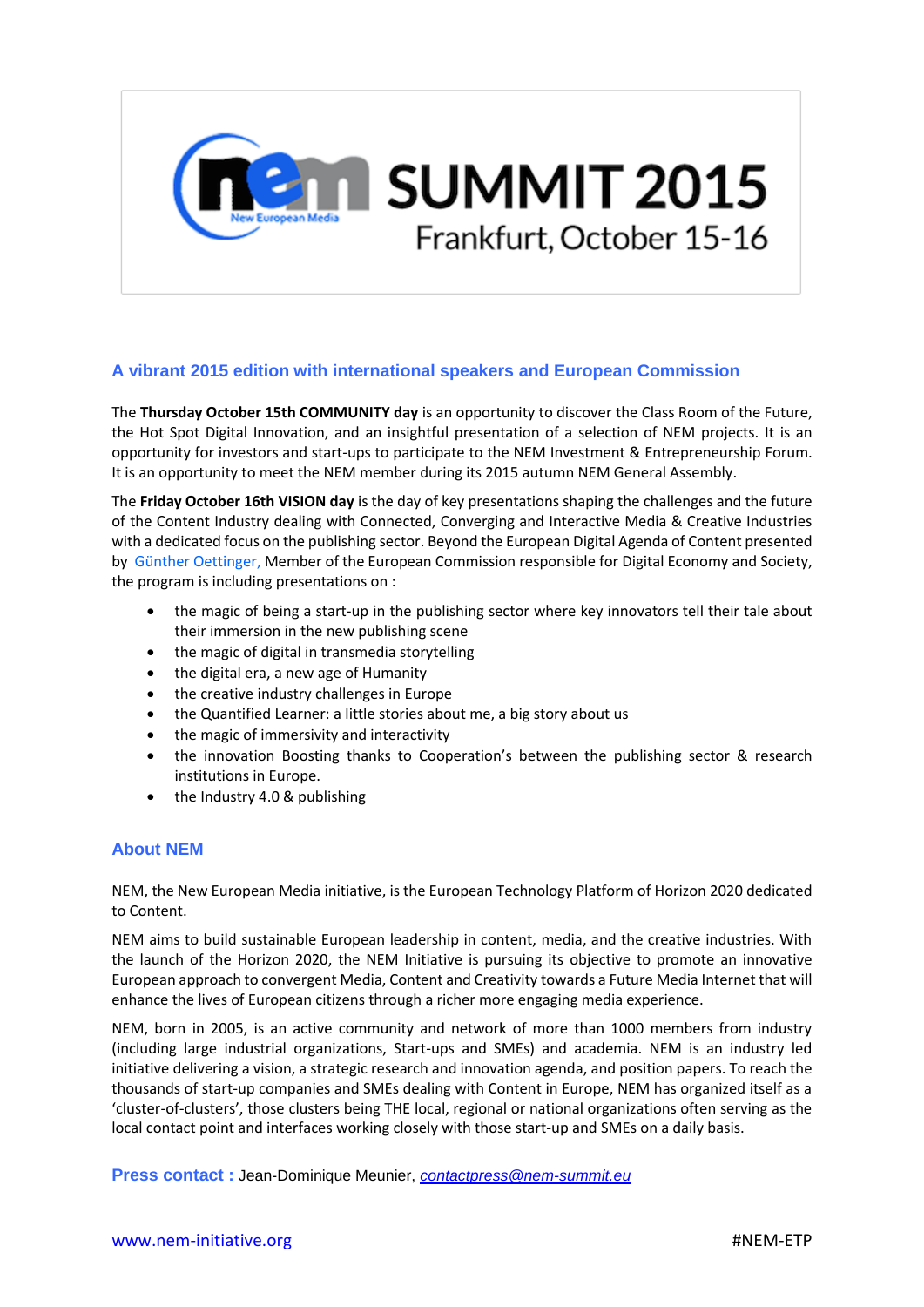# SUMMIT 2015

Frankfurt, October 15-16

## A vibrant 2015 edition with international speakers and European Commission

The **Thursday October 15th COMMUNITY day** is an opportunity to discover the Class Room of the Future, the Hot Spot Digital Innovation, and an insightful presentation of a selection of NEM projects. It is an opportunity for investors and start-ups to participate to the NEM Investment & Entrepreneurship Forum. It is an opportunity to meet the NEM member during its 2015 autumn NEM General Assembly.

The **Friday October 16th VISION day** is the day of key presentations shaping the challenges and the future of the Content Industry dealing with Connected, Converging and Interactive Media & Creative Industries with a dedicated focus on the publishing sector. Beyond the European Digital Agenda of Content presented by Günther Oettinger, Member of the European Commission responsible for Digital Economy and Society, the program is including presentations on :

- the magic of being a start-up in the publishing sector where key innovators tell their tale about their immersion in the new publishing scene
- the magic of digital in transmedia storytelling
- the digital era, a new age of Humanity
- the creative industry challenges in Europe
- the Quantified Learner: a little stories about me, a big story about us
- the magic of immersivity and interactivity
- the innovation Boosting thanks to Cooperation's between the publishing sector & research institutions in Europe.
- the Industry 4.0 & publishing

## About NEM

NEM, the New European Media initiative, is the European Technology Platform of Horizon 2020 dedicated to Content.

NEM aims to build sustainable European leadership in content, media, and the creative industries. With the launch of the Horizon 2020, the NEM Initiative is pursuing its objective to promote an innovative European approach to convergent Media, Content and Creativity towards a Future Media Internet that will enhance the lives of European citizens through a richer more engaging media experience.

NEM, born in 2005, is an active community and network of more than 1000 members from industry (including large industrial organizations, Start-ups and SMEs) and academia. NEM is an industry led initiative delivering a vision, a strategic research and innovation agenda, and position papers. To reach the thousands of start-up companies and SMEs dealing with Content in Europe, NEM has organized itself as a 'cluster-of-clusters', those clusters being THE local, regional or national organizations often serving as the local contact point and interfaces working closely with those start-up and SMEs on a daily basis.

**Press contact :** Jean-Dominique Meunier, *contactpress@nem-summit.eu*

www.nem-initiative.org #NEM-ETP